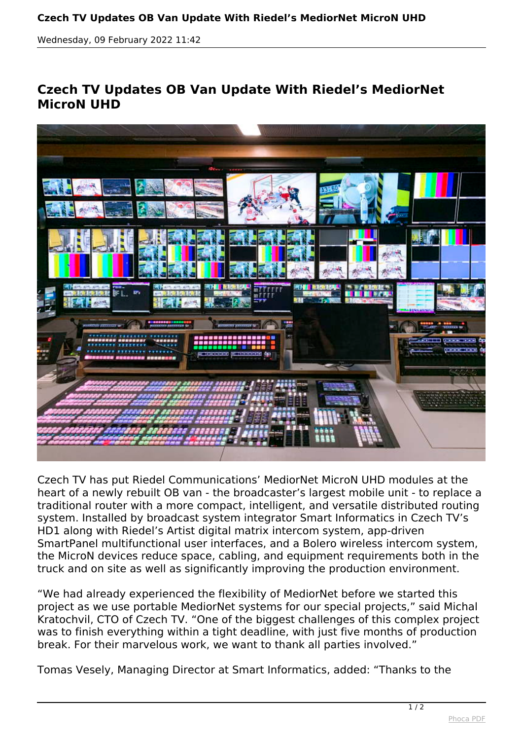# Czech TV Updates OB Van Update With Riedel's MediorNet MicroN UHD

Wednesday, 09 February 2022 11:42

Czech TV has put Riedel Communications' MediorNet MicroN UHD modules at the heart of a newly rebuilt OB van - the broadcaster's largest mobile unit - to replace a traditional router with a more compact, intelligent, and versatile distributed routing system. Installed by broadcast system integrator Smart Informatics in Czech TV's HD1 along with Riedel's Artist digital matrix intercom system, app-driven SmartPanel multifunctional user interfaces, and a Bolero wireless intercom system, the MicroN devices reduce space, cabling, and equipment requirements both in the truck and on site as well as significantly improving the production environment.

"We had already experienced the flexibility of MediorNet before we started this project as we use portable MediorNet systems for our special projects," said Michal Kratochvil, CTO of Czech TV. "One of the biggest challenges of this complex project was to finish everything within a tight deadline, with just five months of production break. For their marvelous work, we want to thank all parties involved."

Tomas Vesely, Managing Director at Smart Informatics, added: "Thanks to the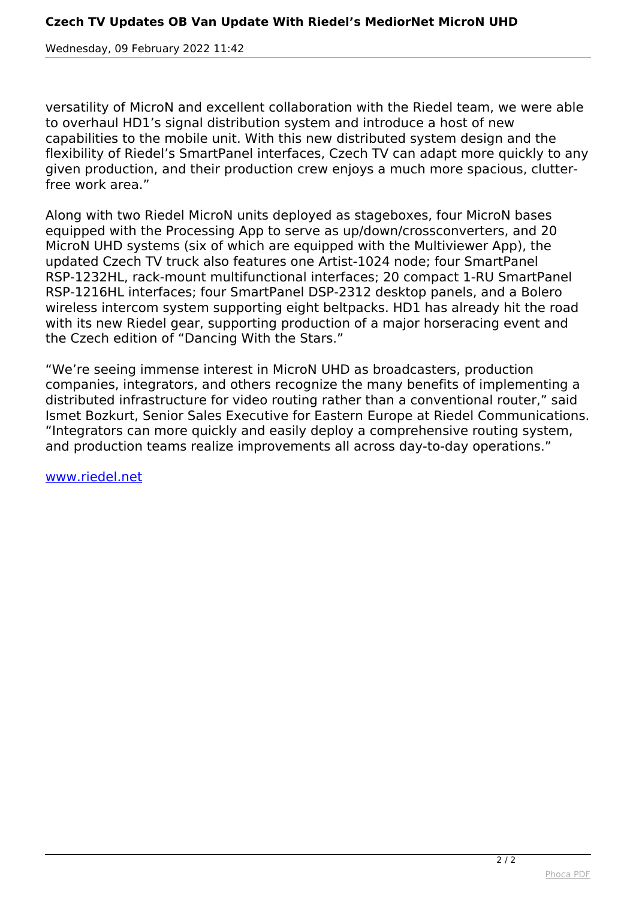versatility of MicroN and excellent collaboration with the Riedel team, we were able to overhaul HD1's signal distribution system and introduce a host of new capabilities to the mobile unit. With this new distributed system design and the flexibility of Riedel's SmartPanel interfaces, Czech TV can adapt more quickly to any given production, and their production crew enjoys a much more spacious, clutter-free work area."

Along with two Riedel MicroN units deployed as stageboxes, four MicroN bases equipped with the Processing App to serve as up/down/crossconverters, and 20 MicroN UHD systems (six of which are equipped with the Multiviewer App), the updated Czech TV truck also features one Artist-1024 node; four SmartPanel RSP-1232HL, rack-mount multifunctional interfaces; 20 compact 1-RU SmartPanel RSP-1216HL interfaces; four SmartPanel DSP-2312 desktop panels, and a Bolero wireless intercom system supporting eight beltpacks. HD1 has already hit the road with its new Riedel gear, supporting production of a major horseracing event and the Czech edition of "Dancing With the Stars."

"We're seeing immense interest in MicroN UHD as broadcasters, production companies, integrators, and others recognize the many benefits of implementing a distributed infrastructure for video routing rather than a conventional router," said Ismet Bozkurt, Senior Sales Executive for Eastern Europe at Riedel Communications. "Integrators can more quickly and easily deploy a comprehensive routing system, and production teams realize improvements all across day-to-day operations."

www.riedel.net